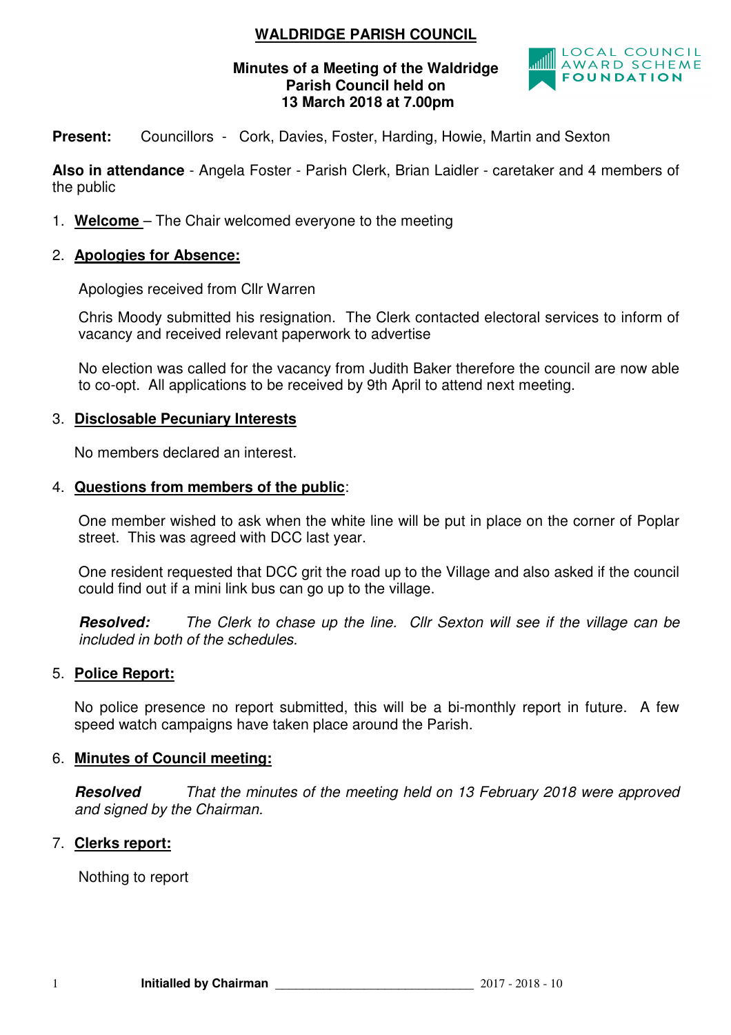# WALDRIDGE PARISH COUNCIL

**Minutes of a Meeting of the Waldridge Parish Council held on 13 March 2018 at 7.00pm**

LOCAL COUNCIL AWARD SCHEME FOUNDATION

**Present:** Councillors - Cork, Davies, Foster, Harding, Howie, Martin and Sexton

**Also in attendance** - Angela Foster - Parish Clerk, Brian Laidler - caretaker and 4 members of the public

1. **Welcome** – The Chair welcomed everyone to the meeting

2. **Apologies for Absence:**

   Apologies received from Cllr Warren

   Chris Moody submitted his resignation. The Clerk contacted electoral services to inform of vacancy and received relevant paperwork to advertise

   No election was called for the vacancy from Judith Baker therefore the council are now able to co-opt. All applications to be received by 9th April to attend next meeting.

3. **Disclosable Pecuniary Interests**

   No members declared an interest.

4. **Questions from members of the public**:

   One member wished to ask when the white line will be put in place on the corner of Poplar street. This was agreed with DCC last year.

   One resident requested that DCC grit the road up to the Village and also asked if the council could find out if a mini link bus can go up to the village.

   ***Resolved:*** *The Clerk to chase up the line. Cllr Sexton will see if the village can be included in both of the schedules.*

5. **Police Report:**

   No police presence no report submitted, this will be a bi-monthly report in future. A few speed watch campaigns have taken place around the Parish.

6. **Minutes of Council meeting:**

   ***Resolved*** *That the minutes of the meeting held on 13 February 2018 were approved and signed by the Chairman.*

7. **Clerks report:**

   Nothing to report

**Initialled by Chairman** ______________________________ 2017 - 2018 - 10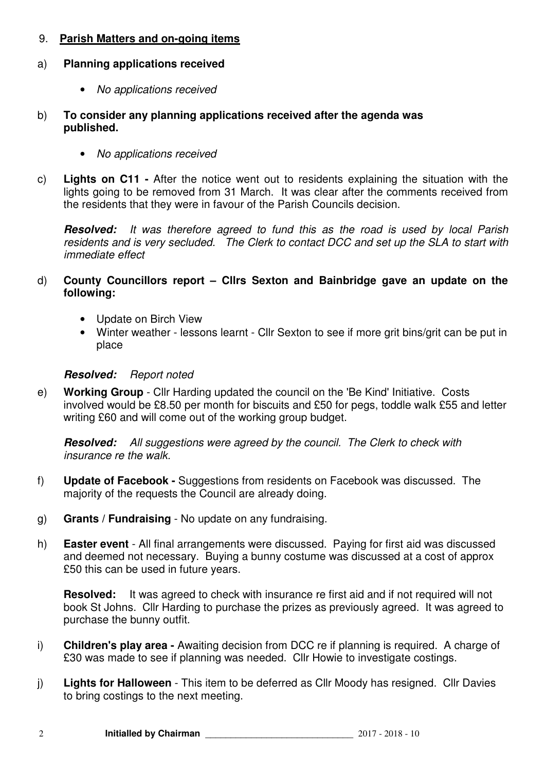## 9. **Parish Matters and on-going items**

a) **Planning applications received**

- *No applications received*

b) **To consider any planning applications received after the agenda was published.**

- *No applications received*

c) **Lights on C11 -** After the notice went out to residents explaining the situation with the lights going to be removed from 31 March. It was clear after the comments received from the residents that they were in favour of the Parish Councils decision.

***Resolved:*** *It was therefore agreed to fund this as the road is used by local Parish residents and is very secluded. The Clerk to contact DCC and set up the SLA to start with immediate effect*

d) **County Councillors report – Cllrs Sexton and Bainbridge gave an update on the following:**

- Update on Birch View
- Winter weather - lessons learnt - Cllr Sexton to see if more grit bins/grit can be put in place

***Resolved:*** *Report noted*

e) **Working Group** - Cllr Harding updated the council on the 'Be Kind' Initiative. Costs involved would be £8.50 per month for biscuits and £50 for pegs, toddle walk £55 and letter writing £60 and will come out of the working group budget.

***Resolved:*** *All suggestions were agreed by the council. The Clerk to check with insurance re the walk.*

f) **Update of Facebook -** Suggestions from residents on Facebook was discussed. The majority of the requests the Council are already doing.

g) **Grants / Fundraising** - No update on any fundraising.

h) **Easter event** - All final arrangements were discussed. Paying for first aid was discussed and deemed not necessary. Buying a bunny costume was discussed at a cost of approx £50 this can be used in future years.

**Resolved:** It was agreed to check with insurance re first aid and if not required will not book St Johns. Cllr Harding to purchase the prizes as previously agreed. It was agreed to purchase the bunny outfit.

i) **Children's play area -** Awaiting decision from DCC re if planning is required. A charge of £30 was made to see if planning was needed. Cllr Howie to investigate costings.

j) **Lights for Halloween** - This item to be deferred as Cllr Moody has resigned. Cllr Davies to bring costings to the next meeting.

**Initialled by Chairman** ______________________________ 2017 - 2018 - 10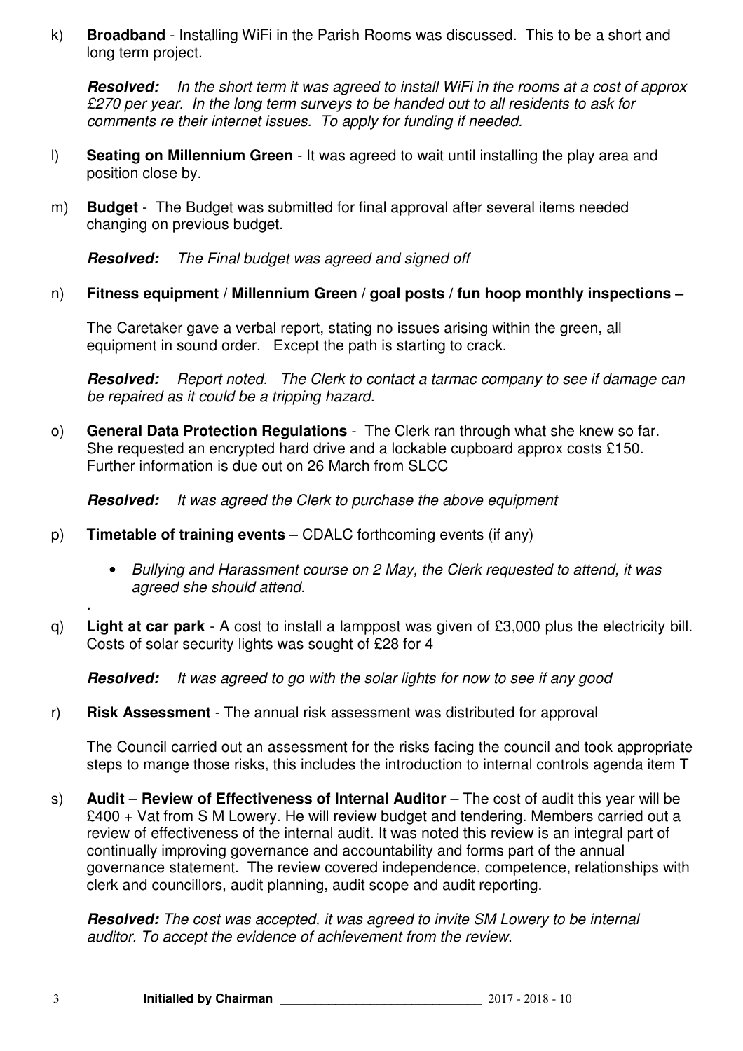k) **Broadband** - Installing WiFi in the Parish Rooms was discussed. This to be a short and long term project.

***Resolved:*** *In the short term it was agreed to install WiFi in the rooms at a cost of approx £270 per year. In the long term surveys to be handed out to all residents to ask for comments re their internet issues. To apply for funding if needed.*

l) **Seating on Millennium Green** - It was agreed to wait until installing the play area and position close by.

m) **Budget** - The Budget was submitted for final approval after several items needed changing on previous budget.

***Resolved:*** *The Final budget was agreed and signed off*

n) **Fitness equipment / Millennium Green / goal posts / fun hoop monthly inspections –**

The Caretaker gave a verbal report, stating no issues arising within the green, all equipment in sound order. Except the path is starting to crack.

***Resolved:*** *Report noted. The Clerk to contact a tarmac company to see if damage can be repaired as it could be a tripping hazard.*

o) **General Data Protection Regulations** - The Clerk ran through what she knew so far. She requested an encrypted hard drive and a lockable cupboard approx costs £150. Further information is due out on 26 March from SLCC

***Resolved:*** *It was agreed the Clerk to purchase the above equipment*

p) **Timetable of training events** – CDALC forthcoming events (if any)

- *Bullying and Harassment course on 2 May, the Clerk requested to attend, it was agreed she should attend.*

.

q) **Light at car park** - A cost to install a lamppost was given of £3,000 plus the electricity bill. Costs of solar security lights was sought of £28 for 4

***Resolved:*** *It was agreed to go with the solar lights for now to see if any good*

r) **Risk Assessment** - The annual risk assessment was distributed for approval

The Council carried out an assessment for the risks facing the council and took appropriate steps to mange those risks, this includes the introduction to internal controls agenda item T

s) **Audit** – **Review of Effectiveness of Internal Auditor** – The cost of audit this year will be £400 + Vat from S M Lowery. He will review budget and tendering. Members carried out a review of effectiveness of the internal audit. It was noted this review is an integral part of continually improving governance and accountability and forms part of the annual governance statement. The review covered independence, competence, relationships with clerk and councillors, audit planning, audit scope and audit reporting.

***Resolved:*** *The cost was accepted, it was agreed to invite SM Lowery to be internal auditor. To accept the evidence of achievement from the review.*

**Initialled by Chairman** ____________________________ 2017 - 2018 - 10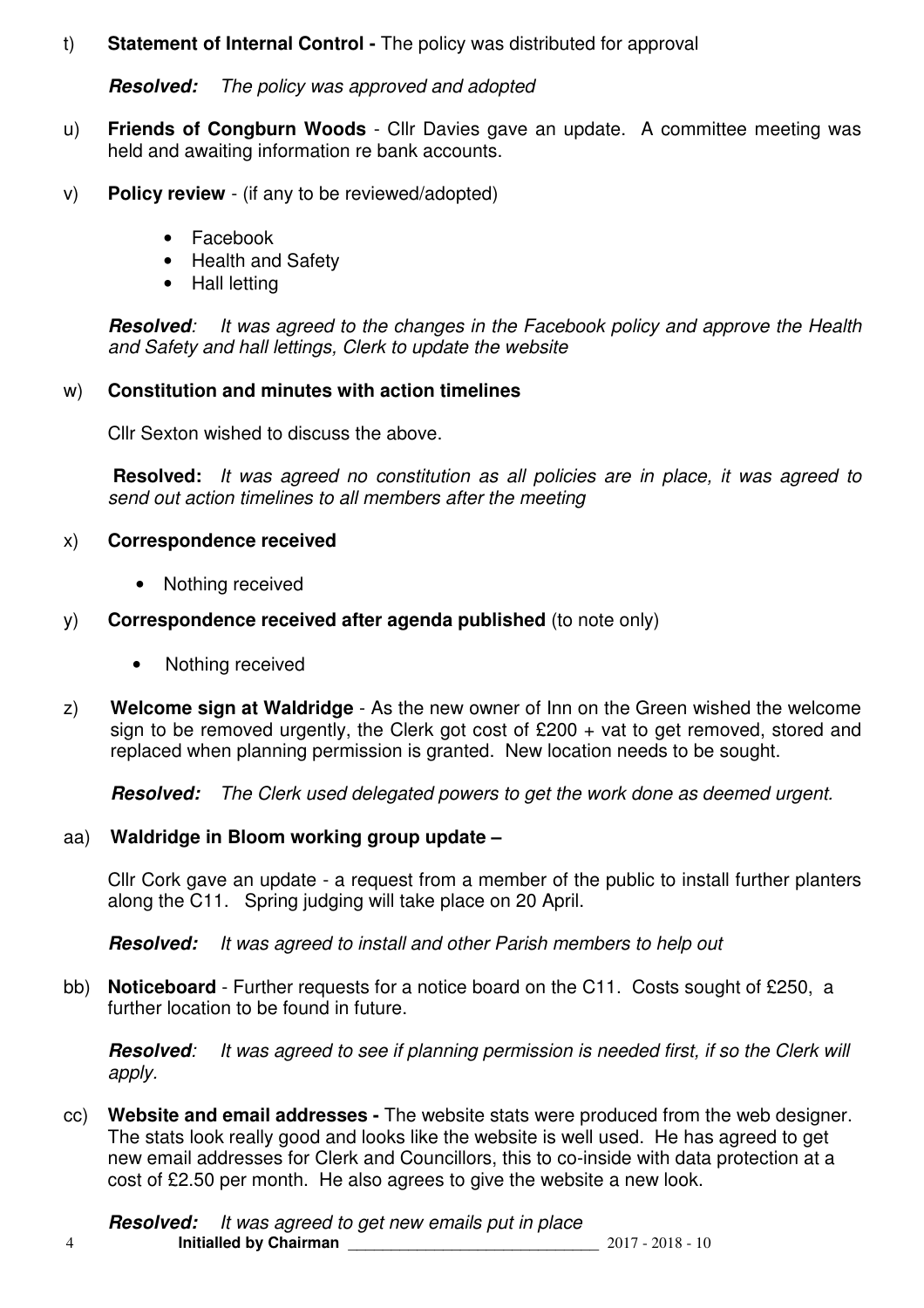t) **Statement of Internal Control -** The policy was distributed for approval

***Resolved:*** *The policy was approved and adopted*

u) **Friends of Congburn Woods** - Cllr Davies gave an update. A committee meeting was held and awaiting information re bank accounts.

v) **Policy review** - (if any to be reviewed/adopted)

- Facebook
- Health and Safety
- Hall letting

***Resolved***: *It was agreed to the changes in the Facebook policy and approve the Health and Safety and hall lettings, Clerk to update the website*

w) **Constitution and minutes with action timelines**

Cllr Sexton wished to discuss the above.

**Resolved:** *It was agreed no constitution as all policies are in place, it was agreed to send out action timelines to all members after the meeting*

x) **Correspondence received**

- Nothing received

y) **Correspondence received after agenda published** (to note only)

- Nothing received

z) **Welcome sign at Waldridge** - As the new owner of Inn on the Green wished the welcome sign to be removed urgently, the Clerk got cost of £200 + vat to get removed, stored and replaced when planning permission is granted. New location needs to be sought.

***Resolved:*** *The Clerk used delegated powers to get the work done as deemed urgent.*

aa) **Waldridge in Bloom working group update –**

Cllr Cork gave an update - a request from a member of the public to install further planters along the C11. Spring judging will take place on 20 April.

***Resolved:*** *It was agreed to install and other Parish members to help out*

bb) **Noticeboard** - Further requests for a notice board on the C11. Costs sought of £250, a further location to be found in future.

***Resolved***: *It was agreed to see if planning permission is needed first, if so the Clerk will apply.*

cc) **Website and email addresses -** The website stats were produced from the web designer. The stats look really good and looks like the website is well used. He has agreed to get new email addresses for Clerk and Councillors, this to co-inside with data protection at a cost of £2.50 per month. He also agrees to give the website a new look.

***Resolved:*** *It was agreed to get new emails put in place*

**Initialled by Chairman** ____________________________ 2017 - 2018 - 10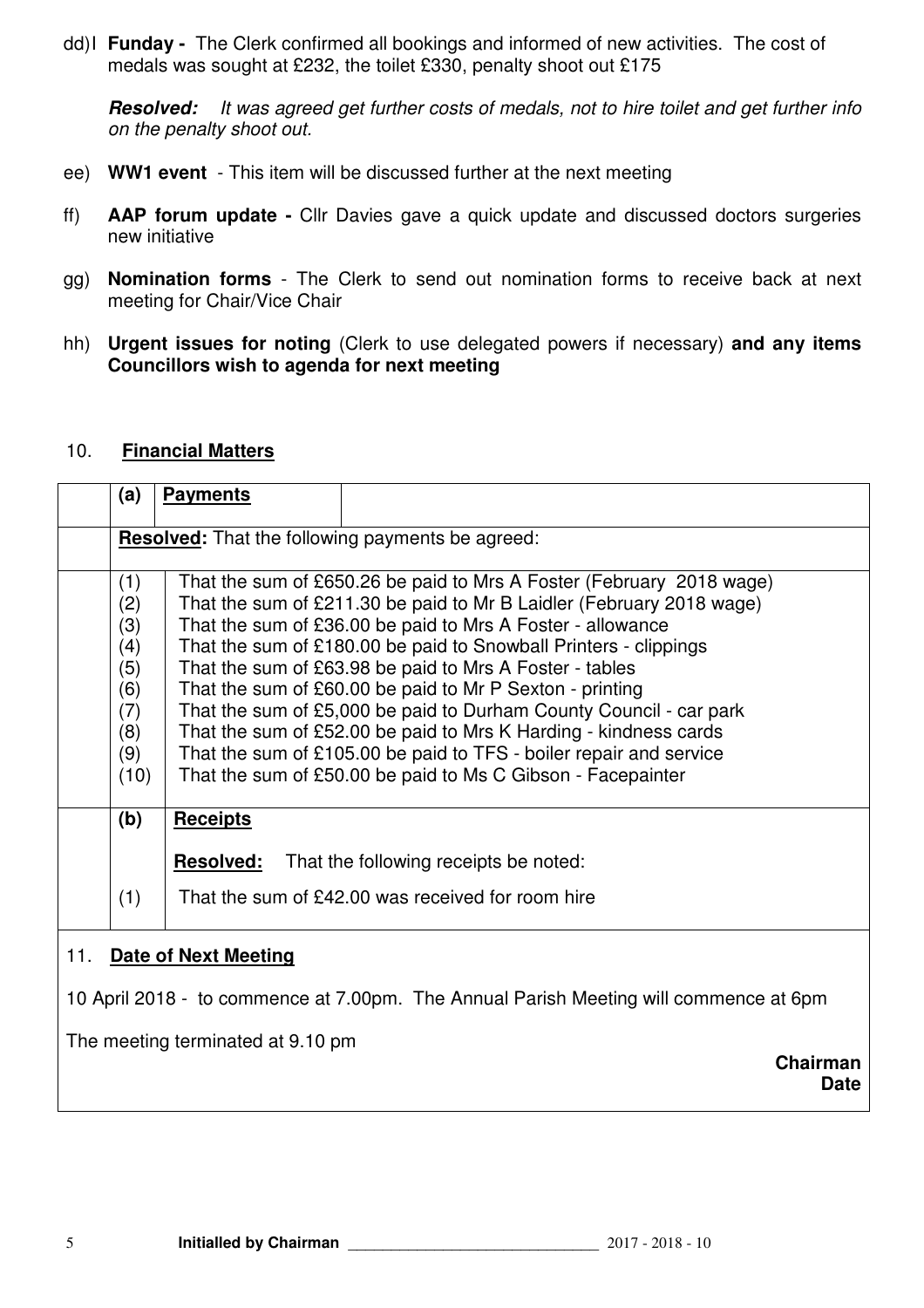dd)I **Funday -** The Clerk confirmed all bookings and informed of new activities. The cost of medals was sought at £232, the toilet £330, penalty shoot out £175

***Resolved:*** *It was agreed get further costs of medals, not to hire toilet and get further info on the penalty shoot out.*

ee) **WW1 event** - This item will be discussed further at the next meeting

ff) **AAP forum update -** Cllr Davies gave a quick update and discussed doctors surgeries new initiative

gg) **Nomination forms** - The Clerk to send out nomination forms to receive back at next meeting for Chair/Vice Chair

hh) **Urgent issues for noting** (Clerk to use delegated powers if necessary) **and any items Councillors wish to agenda for next meeting**

10. **Financial Matters**

| | | |
|---|---|---|
| **(a)** | **Payments** | |
| | **Resolved:** That the following payments be agreed: | |
| (1) | That the sum of £650.26 be paid to Mrs A Foster (February 2018 wage) | |
| (2) | That the sum of £211.30 be paid to Mr B Laidler (February 2018 wage) | |
| (3) | That the sum of £36.00 be paid to Mrs A Foster - allowance | |
| (4) | That the sum of £180.00 be paid to Snowball Printers - clippings | |
| (5) | That the sum of £63.98 be paid to Mrs A Foster - tables | |
| (6) | That the sum of £60.00 be paid to Mr P Sexton - printing | |
| (7) | That the sum of £5,000 be paid to Durham County Council - car park | |
| (8) | That the sum of £52.00 be paid to Mrs K Harding - kindness cards | |
| (9) | That the sum of £105.00 be paid to TFS - boiler repair and service | |
| (10) | That the sum of £50.00 be paid to Ms C Gibson - Facepainter | |
| **(b)** | **Receipts** | |
| | **Resolved:** That the following receipts be noted: | |
| (1) | That the sum of £42.00 was received for room hire | |

11. **Date of Next Meeting**

10 April 2018 - to commence at 7.00pm. The Annual Parish Meeting will commence at 6pm

The meeting terminated at 9.10 pm

**Chairman**

**Date**

**Initialled by Chairman** ______________________________ 2017 - 2018 - 10